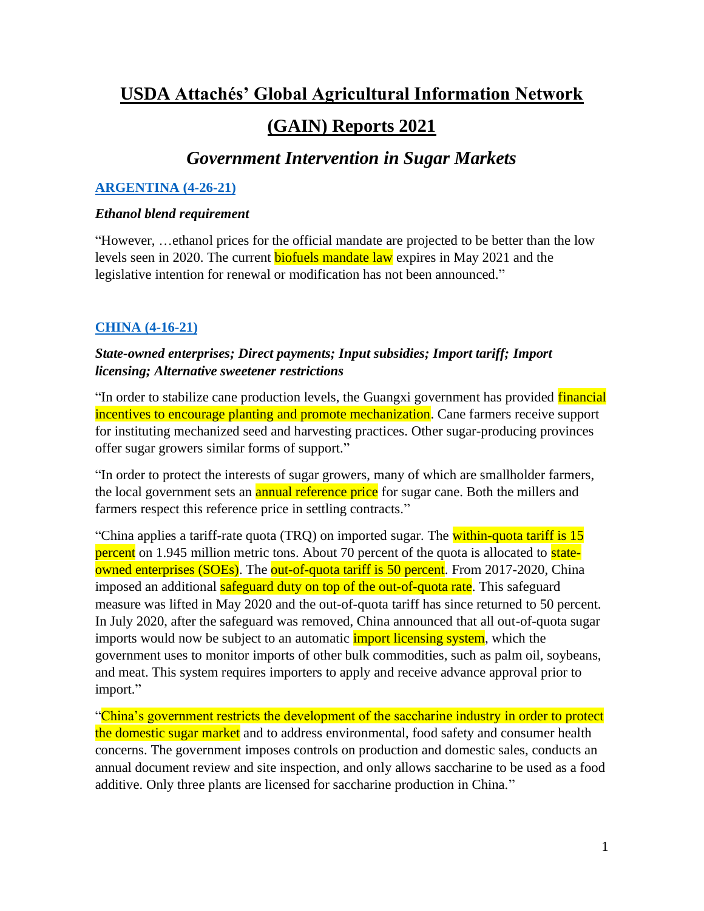# USDA Attachés' Global Agricultural Information Network (GAIN) Reports 2021

## *Government Intervention in Sugar Markets*

### ARGENTINA (4-26-21)

***Ethanol blend requirement***

"However, …ethanol prices for the official mandate are projected to be better than the low levels seen in 2020. The current biofuels mandate law expires in May 2021 and the legislative intention for renewal or modification has not been announced."

### CHINA (4-16-21)

***State-owned enterprises; Direct payments; Input subsidies; Import tariff; Import licensing; Alternative sweetener restrictions***

"In order to stabilize cane production levels, the Guangxi government has provided financial incentives to encourage planting and promote mechanization. Cane farmers receive support for instituting mechanized seed and harvesting practices. Other sugar-producing provinces offer sugar growers similar forms of support."

"In order to protect the interests of sugar growers, many of which are smallholder farmers, the local government sets an annual reference price for sugar cane. Both the millers and farmers respect this reference price in settling contracts."

"China applies a tariff-rate quota (TRQ) on imported sugar. The within-quota tariff is 15 percent on 1.945 million metric tons. About 70 percent of the quota is allocated to state-owned enterprises (SOEs). The out-of-quota tariff is 50 percent. From 2017-2020, China imposed an additional safeguard duty on top of the out-of-quota rate. This safeguard measure was lifted in May 2020 and the out-of-quota tariff has since returned to 50 percent. In July 2020, after the safeguard was removed, China announced that all out-of-quota sugar imports would now be subject to an automatic import licensing system, which the government uses to monitor imports of other bulk commodities, such as palm oil, soybeans, and meat. This system requires importers to apply and receive advance approval prior to import."

"China's government restricts the development of the saccharine industry in order to protect the domestic sugar market and to address environmental, food safety and consumer health concerns. The government imposes controls on production and domestic sales, conducts an annual document review and site inspection, and only allows saccharine to be used as a food additive. Only three plants are licensed for saccharine production in China."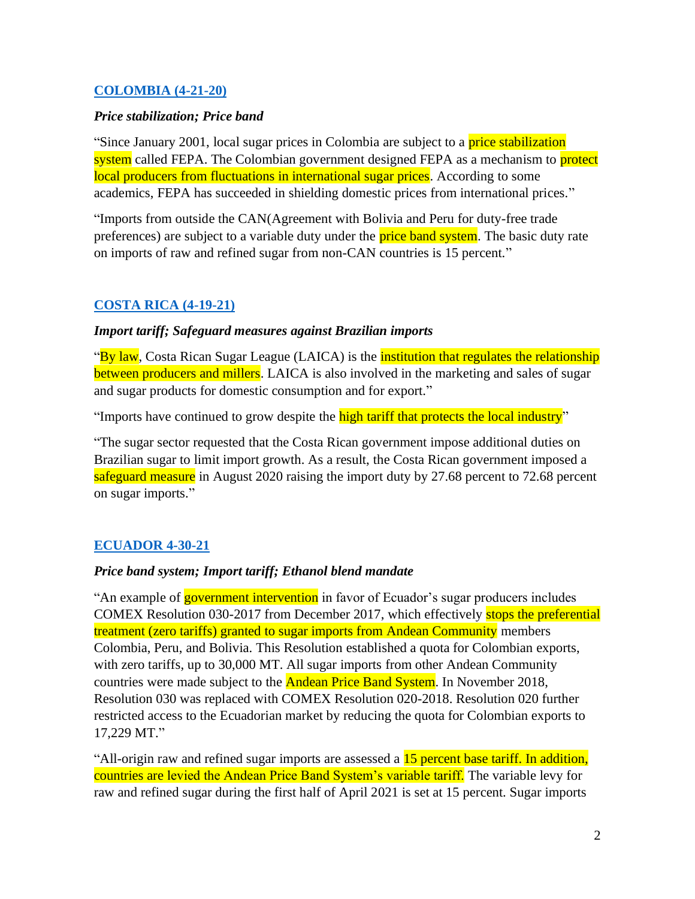### [COLOMBIA (4-21-20)]()

***Price stabilization; Price band***

"Since January 2001, local sugar prices in Colombia are subject to a price stabilization system called FEPA. The Colombian government designed FEPA as a mechanism to protect local producers from fluctuations in international sugar prices. According to some academics, FEPA has succeeded in shielding domestic prices from international prices."

"Imports from outside the CAN(Agreement with Bolivia and Peru for duty-free trade preferences) are subject to a variable duty under the price band system. The basic duty rate on imports of raw and refined sugar from non-CAN countries is 15 percent."

### [COSTA RICA (4-19-21)]()

***Import tariff; Safeguard measures against Brazilian imports***

"By law, Costa Rican Sugar League (LAICA) is the institution that regulates the relationship between producers and millers. LAICA is also involved in the marketing and sales of sugar and sugar products for domestic consumption and for export."

"Imports have continued to grow despite the high tariff that protects the local industry"

"The sugar sector requested that the Costa Rican government impose additional duties on Brazilian sugar to limit import growth. As a result, the Costa Rican government imposed a safeguard measure in August 2020 raising the import duty by 27.68 percent to 72.68 percent on sugar imports."

### [ECUADOR 4-30-21]()

***Price band system; Import tariff; Ethanol blend mandate***

"An example of government intervention in favor of Ecuador's sugar producers includes COMEX Resolution 030-2017 from December 2017, which effectively stops the preferential treatment (zero tariffs) granted to sugar imports from Andean Community members Colombia, Peru, and Bolivia. This Resolution established a quota for Colombian exports, with zero tariffs, up to 30,000 MT. All sugar imports from other Andean Community countries were made subject to the Andean Price Band System. In November 2018, Resolution 030 was replaced with COMEX Resolution 020-2018. Resolution 020 further restricted access to the Ecuadorian market by reducing the quota for Colombian exports to 17,229 MT."

"All-origin raw and refined sugar imports are assessed a 15 percent base tariff. In addition, countries are levied the Andean Price Band System's variable tariff. The variable levy for raw and refined sugar during the first half of April 2021 is set at 15 percent. Sugar imports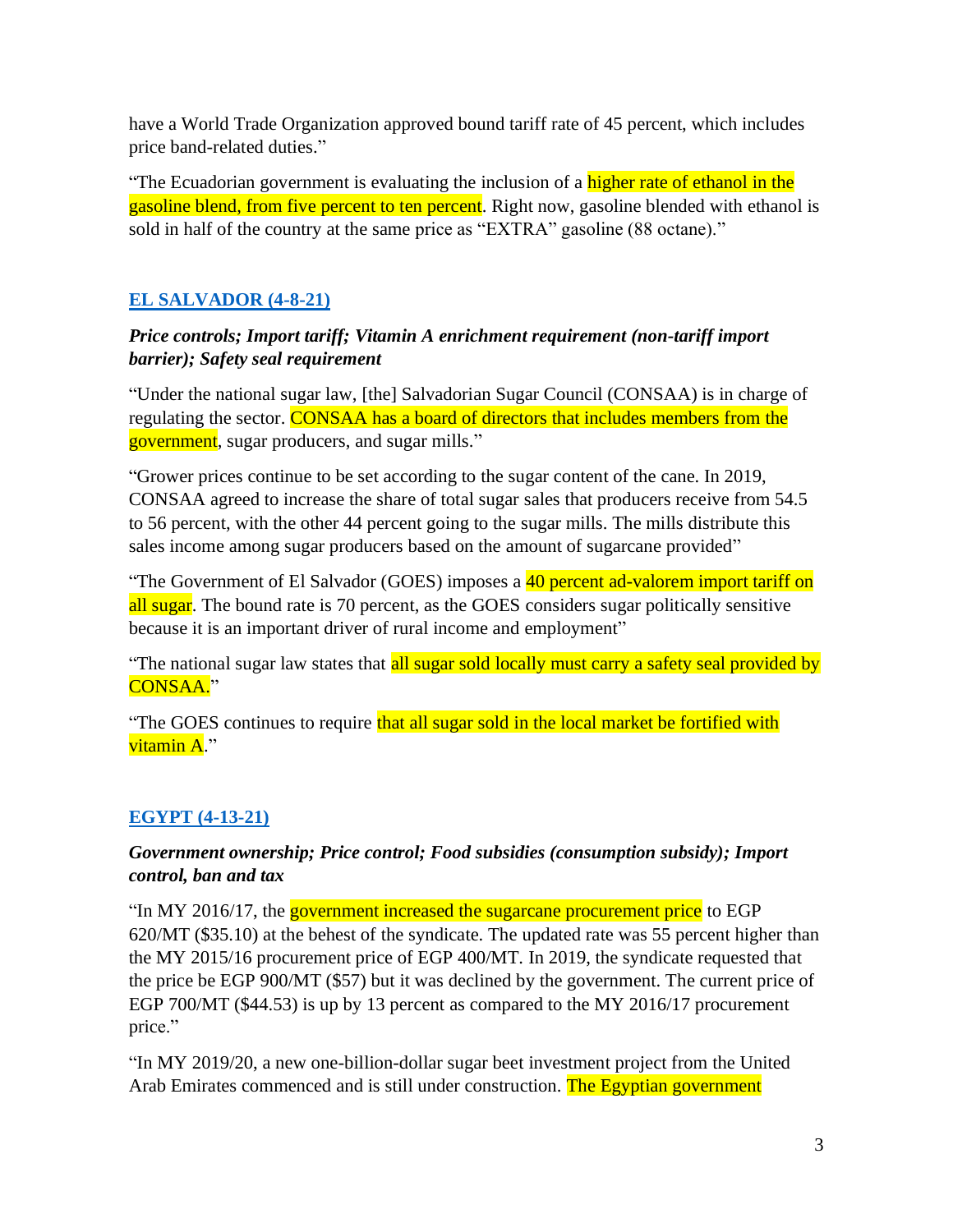have a World Trade Organization approved bound tariff rate of 45 percent, which includes price band-related duties."

"The Ecuadorian government is evaluating the inclusion of a higher rate of ethanol in the gasoline blend, from five percent to ten percent. Right now, gasoline blended with ethanol is sold in half of the country at the same price as "EXTRA" gasoline (88 octane)."

## EL SALVADOR (4-8-21)

***Price controls; Import tariff; Vitamin A enrichment requirement (non-tariff import barrier); Safety seal requirement***

"Under the national sugar law, [the] Salvadorian Sugar Council (CONSAA) is in charge of regulating the sector. CONSAA has a board of directors that includes members from the government, sugar producers, and sugar mills."

"Grower prices continue to be set according to the sugar content of the cane. In 2019, CONSAA agreed to increase the share of total sugar sales that producers receive from 54.5 to 56 percent, with the other 44 percent going to the sugar mills. The mills distribute this sales income among sugar producers based on the amount of sugarcane provided"

"The Government of El Salvador (GOES) imposes a 40 percent ad-valorem import tariff on all sugar. The bound rate is 70 percent, as the GOES considers sugar politically sensitive because it is an important driver of rural income and employment"

"The national sugar law states that all sugar sold locally must carry a safety seal provided by CONSAA."

"The GOES continues to require that all sugar sold in the local market be fortified with vitamin A."

## EGYPT (4-13-21)

***Government ownership; Price control; Food subsidies (consumption subsidy); Import control, ban and tax***

"In MY 2016/17, the government increased the sugarcane procurement price to EGP 620/MT ($35.10) at the behest of the syndicate. The updated rate was 55 percent higher than the MY 2015/16 procurement price of EGP 400/MT. In 2019, the syndicate requested that the price be EGP 900/MT ($57) but it was declined by the government. The current price of EGP 700/MT ($44.53) is up by 13 percent as compared to the MY 2016/17 procurement price."

"In MY 2019/20, a new one-billion-dollar sugar beet investment project from the United Arab Emirates commenced and is still under construction. The Egyptian government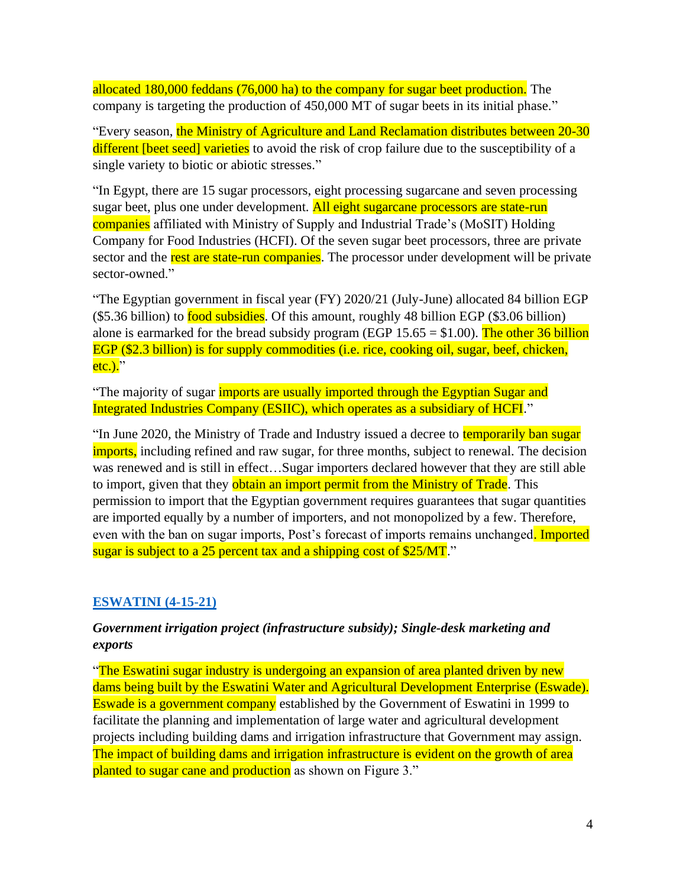allocated 180,000 feddans (76,000 ha) to the company for sugar beet production. The company is targeting the production of 450,000 MT of sugar beets in its initial phase."

"Every season, the Ministry of Agriculture and Land Reclamation distributes between 20-30 different [beet seed] varieties to avoid the risk of crop failure due to the susceptibility of a single variety to biotic or abiotic stresses."

"In Egypt, there are 15 sugar processors, eight processing sugarcane and seven processing sugar beet, plus one under development. All eight sugarcane processors are state-run companies affiliated with Ministry of Supply and Industrial Trade's (MoSIT) Holding Company for Food Industries (HCFI). Of the seven sugar beet processors, three are private sector and the rest are state-run companies. The processor under development will be private sector-owned."

"The Egyptian government in fiscal year (FY) 2020/21 (July-June) allocated 84 billion EGP ($5.36 billion) to food subsidies. Of this amount, roughly 48 billion EGP ($3.06 billion) alone is earmarked for the bread subsidy program (EGP 15.65 = $1.00). The other 36 billion EGP ($2.3 billion) is for supply commodities (i.e. rice, cooking oil, sugar, beef, chicken, etc.)."

"The majority of sugar imports are usually imported through the Egyptian Sugar and Integrated Industries Company (ESIIC), which operates as a subsidiary of HCFI."

"In June 2020, the Ministry of Trade and Industry issued a decree to temporarily ban sugar imports, including refined and raw sugar, for three months, subject to renewal. The decision was renewed and is still in effect…Sugar importers declared however that they are still able to import, given that they obtain an import permit from the Ministry of Trade. This permission to import that the Egyptian government requires guarantees that sugar quantities are imported equally by a number of importers, and not monopolized by a few. Therefore, even with the ban on sugar imports, Post's forecast of imports remains unchanged. Imported sugar is subject to a 25 percent tax and a shipping cost of $25/MT."

## ESWATINI (4-15-21)

***Government irrigation project (infrastructure subsidy); Single-desk marketing and exports***

"The Eswatini sugar industry is undergoing an expansion of area planted driven by new dams being built by the Eswatini Water and Agricultural Development Enterprise (Eswade). Eswade is a government company established by the Government of Eswatini in 1999 to facilitate the planning and implementation of large water and agricultural development projects including building dams and irrigation infrastructure that Government may assign. The impact of building dams and irrigation infrastructure is evident on the growth of area planted to sugar cane and production as shown on Figure 3."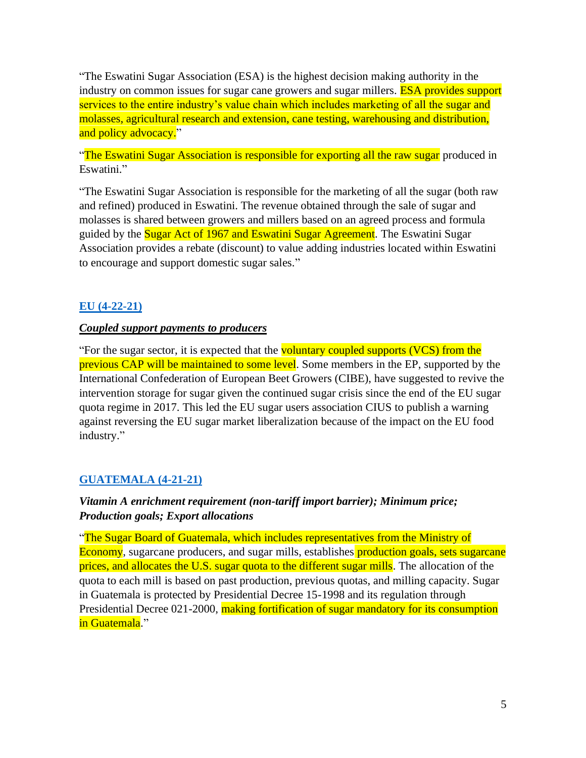"The Eswatini Sugar Association (ESA) is the highest decision making authority in the industry on common issues for sugar cane growers and sugar millers. ESA provides support services to the entire industry's value chain which includes marketing of all the sugar and molasses, agricultural research and extension, cane testing, warehousing and distribution, and policy advocacy."

"The Eswatini Sugar Association is responsible for exporting all the raw sugar produced in Eswatini."

"The Eswatini Sugar Association is responsible for the marketing of all the sugar (both raw and refined) produced in Eswatini. The revenue obtained through the sale of sugar and molasses is shared between growers and millers based on an agreed process and formula guided by the Sugar Act of 1967 and Eswatini Sugar Agreement. The Eswatini Sugar Association provides a rebate (discount) to value adding industries located within Eswatini to encourage and support domestic sugar sales."

## EU (4-22-21)

***Coupled support payments to producers***

"For the sugar sector, it is expected that the voluntary coupled supports (VCS) from the previous CAP will be maintained to some level. Some members in the EP, supported by the International Confederation of European Beet Growers (CIBE), have suggested to revive the intervention storage for sugar given the continued sugar crisis since the end of the EU sugar quota regime in 2017. This led the EU sugar users association CIUS to publish a warning against reversing the EU sugar market liberalization because of the impact on the EU food industry."

## GUATEMALA (4-21-21)

***Vitamin A enrichment requirement (non-tariff import barrier); Minimum price; Production goals; Export allocations***

"The Sugar Board of Guatemala, which includes representatives from the Ministry of Economy, sugarcane producers, and sugar mills, establishes production goals, sets sugarcane prices, and allocates the U.S. sugar quota to the different sugar mills. The allocation of the quota to each mill is based on past production, previous quotas, and milling capacity. Sugar in Guatemala is protected by Presidential Decree 15-1998 and its regulation through Presidential Decree 021-2000, making fortification of sugar mandatory for its consumption in Guatemala."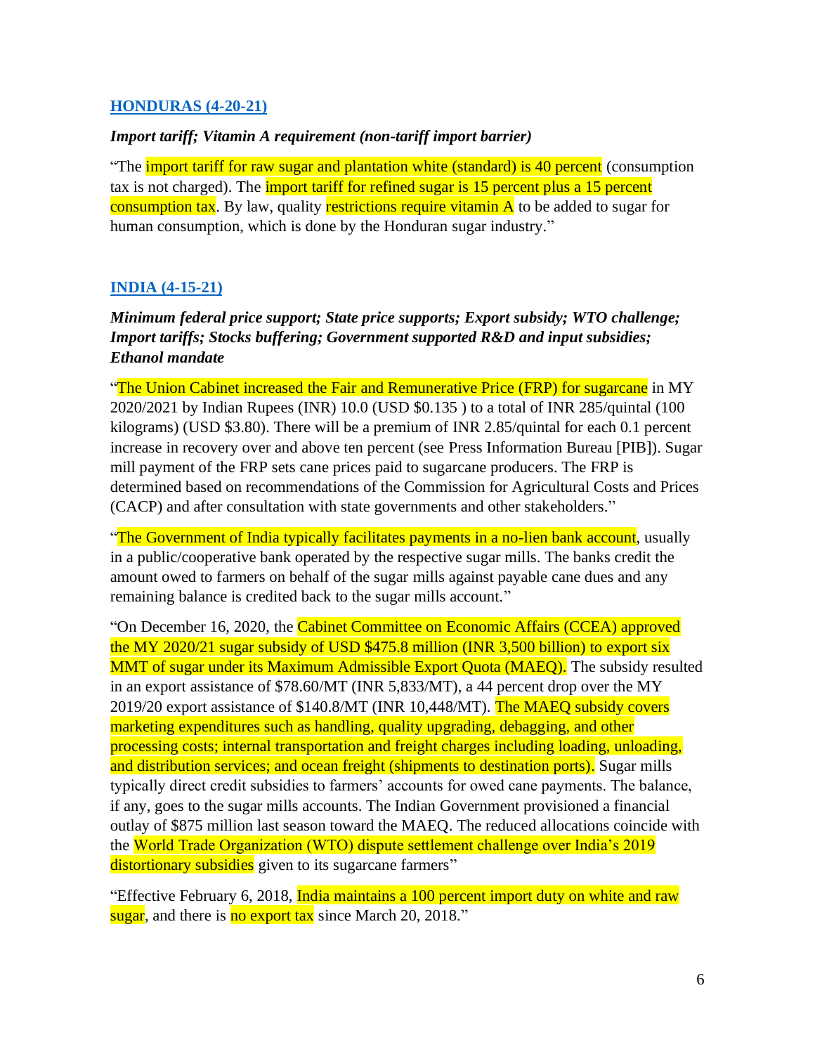## [HONDURAS (4-20-21)]

***Import tariff; Vitamin A requirement (non-tariff import barrier)***

"The import tariff for raw sugar and plantation white (standard) is 40 percent (consumption tax is not charged). The import tariff for refined sugar is 15 percent plus a 15 percent consumption tax. By law, quality restrictions require vitamin A to be added to sugar for human consumption, which is done by the Honduran sugar industry."

## [INDIA (4-15-21)]

***Minimum federal price support; State price supports; Export subsidy; WTO challenge; Import tariffs; Stocks buffering; Government supported R&D and input subsidies; Ethanol mandate***

"The Union Cabinet increased the Fair and Remunerative Price (FRP) for sugarcane in MY 2020/2021 by Indian Rupees (INR) 10.0 (USD $0.135 ) to a total of INR 285/quintal (100 kilograms) (USD $3.80). There will be a premium of INR 2.85/quintal for each 0.1 percent increase in recovery over and above ten percent (see Press Information Bureau [PIB]). Sugar mill payment of the FRP sets cane prices paid to sugarcane producers. The FRP is determined based on recommendations of the Commission for Agricultural Costs and Prices (CACP) and after consultation with state governments and other stakeholders."

"The Government of India typically facilitates payments in a no-lien bank account, usually in a public/cooperative bank operated by the respective sugar mills. The banks credit the amount owed to farmers on behalf of the sugar mills against payable cane dues and any remaining balance is credited back to the sugar mills account."

"On December 16, 2020, the Cabinet Committee on Economic Affairs (CCEA) approved the MY 2020/21 sugar subsidy of USD $475.8 million (INR 3,500 billion) to export six MMT of sugar under its Maximum Admissible Export Quota (MAEQ). The subsidy resulted in an export assistance of $78.60/MT (INR 5,833/MT), a 44 percent drop over the MY 2019/20 export assistance of $140.8/MT (INR 10,448/MT). The MAEQ subsidy covers marketing expenditures such as handling, quality upgrading, debagging, and other processing costs; internal transportation and freight charges including loading, unloading, and distribution services; and ocean freight (shipments to destination ports). Sugar mills typically direct credit subsidies to farmers' accounts for owed cane payments. The balance, if any, goes to the sugar mills accounts. The Indian Government provisioned a financial outlay of $875 million last season toward the MAEQ. The reduced allocations coincide with the World Trade Organization (WTO) dispute settlement challenge over India's 2019 distortionary subsidies given to its sugarcane farmers"

"Effective February 6, 2018, India maintains a 100 percent import duty on white and raw sugar, and there is no export tax since March 20, 2018."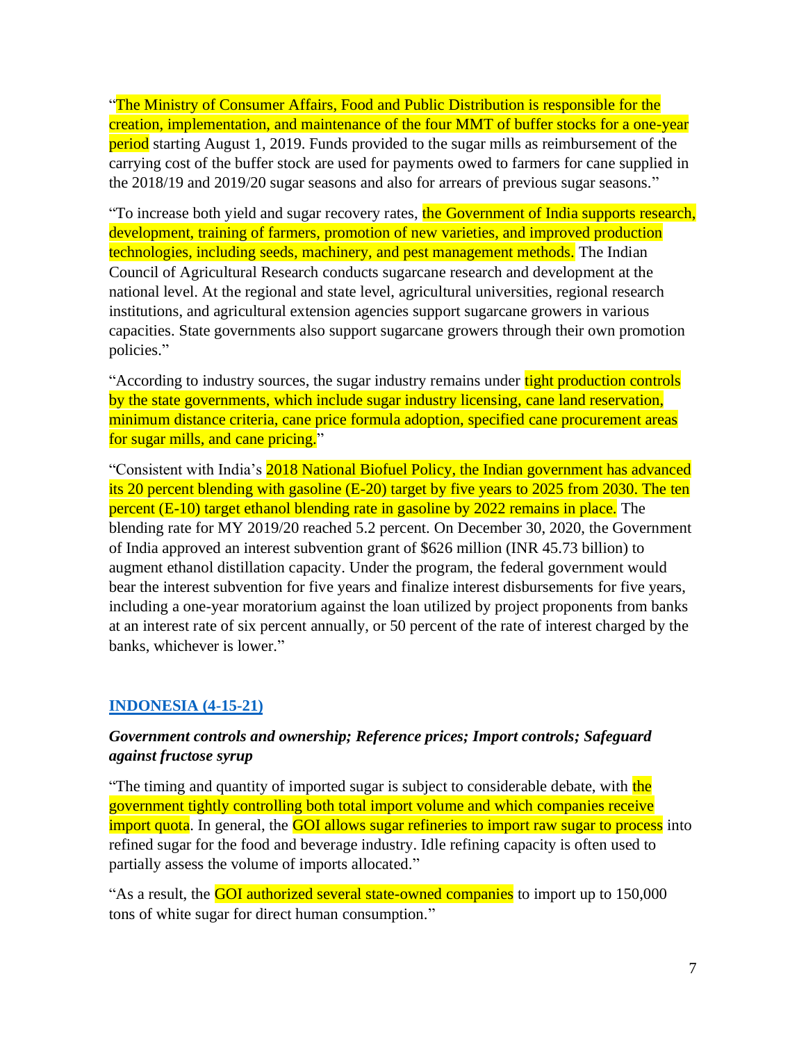"The Ministry of Consumer Affairs, Food and Public Distribution is responsible for the creation, implementation, and maintenance of the four MMT of buffer stocks for a one-year period starting August 1, 2019. Funds provided to the sugar mills as reimbursement of the carrying cost of the buffer stock are used for payments owed to farmers for cane supplied in the 2018/19 and 2019/20 sugar seasons and also for arrears of previous sugar seasons."

"To increase both yield and sugar recovery rates, the Government of India supports research, development, training of farmers, promotion of new varieties, and improved production technologies, including seeds, machinery, and pest management methods. The Indian Council of Agricultural Research conducts sugarcane research and development at the national level. At the regional and state level, agricultural universities, regional research institutions, and agricultural extension agencies support sugarcane growers in various capacities. State governments also support sugarcane growers through their own promotion policies."

"According to industry sources, the sugar industry remains under tight production controls by the state governments, which include sugar industry licensing, cane land reservation, minimum distance criteria, cane price formula adoption, specified cane procurement areas for sugar mills, and cane pricing."

"Consistent with India's 2018 National Biofuel Policy, the Indian government has advanced its 20 percent blending with gasoline (E-20) target by five years to 2025 from 2030. The ten percent (E-10) target ethanol blending rate in gasoline by 2022 remains in place. The blending rate for MY 2019/20 reached 5.2 percent. On December 30, 2020, the Government of India approved an interest subvention grant of $626 million (INR 45.73 billion) to augment ethanol distillation capacity. Under the program, the federal government would bear the interest subvention for five years and finalize interest disbursements for five years, including a one-year moratorium against the loan utilized by project proponents from banks at an interest rate of six percent annually, or 50 percent of the rate of interest charged by the banks, whichever is lower."

## INDONESIA (4-15-21)

***Government controls and ownership; Reference prices; Import controls; Safeguard against fructose syrup***

"The timing and quantity of imported sugar is subject to considerable debate, with the government tightly controlling both total import volume and which companies receive import quota. In general, the GOI allows sugar refineries to import raw sugar to process into refined sugar for the food and beverage industry. Idle refining capacity is often used to partially assess the volume of imports allocated."

"As a result, the GOI authorized several state-owned companies to import up to 150,000 tons of white sugar for direct human consumption."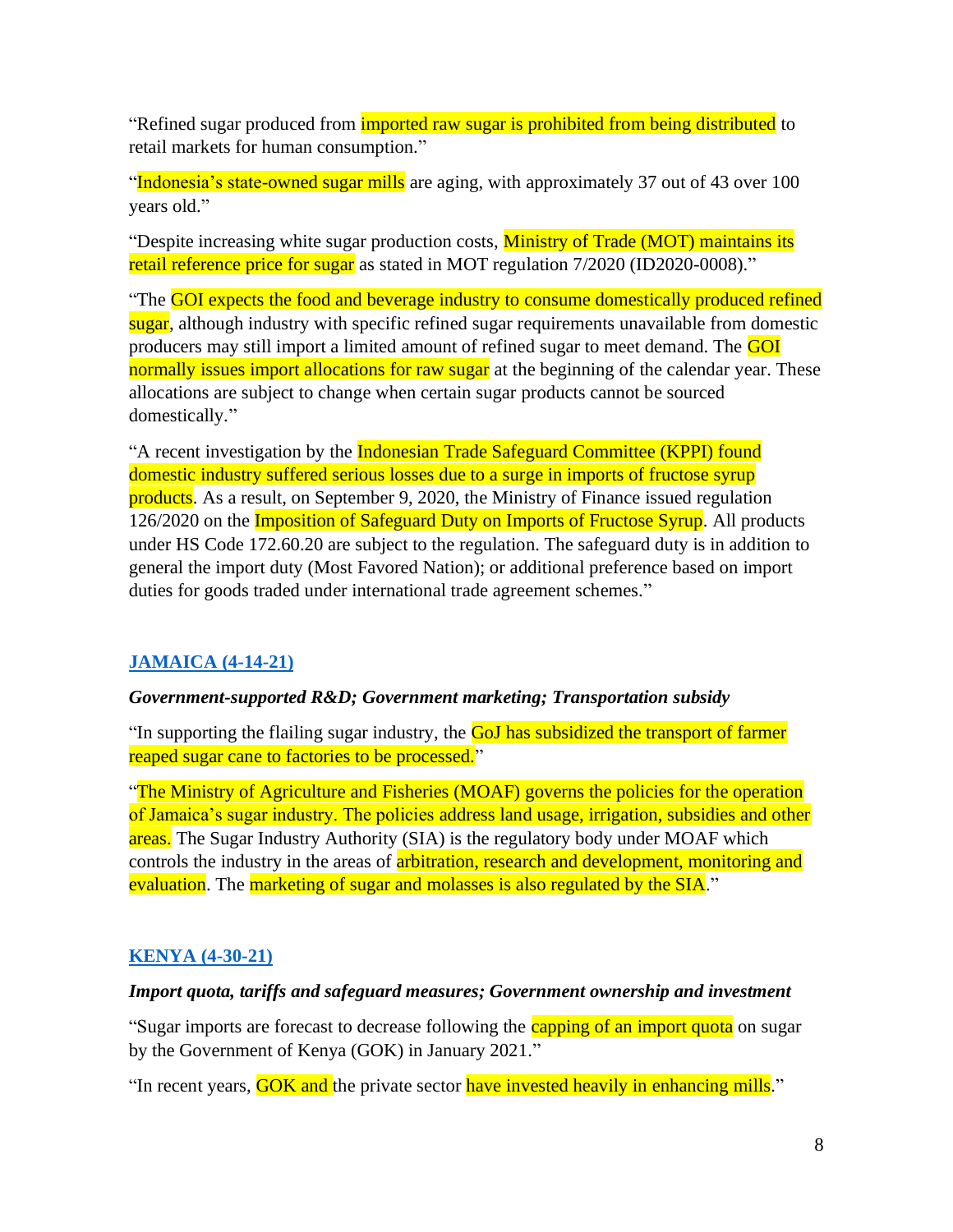"Refined sugar produced from imported raw sugar is prohibited from being distributed to retail markets for human consumption."

"Indonesia's state-owned sugar mills are aging, with approximately 37 out of 43 over 100 years old."

"Despite increasing white sugar production costs, Ministry of Trade (MOT) maintains its retail reference price for sugar as stated in MOT regulation 7/2020 (ID2020-0008)."

"The GOI expects the food and beverage industry to consume domestically produced refined sugar, although industry with specific refined sugar requirements unavailable from domestic producers may still import a limited amount of refined sugar to meet demand. The GOI normally issues import allocations for raw sugar at the beginning of the calendar year. These allocations are subject to change when certain sugar products cannot be sourced domestically."

"A recent investigation by the Indonesian Trade Safeguard Committee (KPPI) found domestic industry suffered serious losses due to a surge in imports of fructose syrup products. As a result, on September 9, 2020, the Ministry of Finance issued regulation 126/2020 on the Imposition of Safeguard Duty on Imports of Fructose Syrup. All products under HS Code 172.60.20 are subject to the regulation. The safeguard duty is in addition to general the import duty (Most Favored Nation); or additional preference based on import duties for goods traded under international trade agreement schemes."

## JAMAICA (4-14-21)

***Government-supported R&D; Government marketing; Transportation subsidy***

"In supporting the flailing sugar industry, the GoJ has subsidized the transport of farmer reaped sugar cane to factories to be processed."

"The Ministry of Agriculture and Fisheries (MOAF) governs the policies for the operation of Jamaica's sugar industry. The policies address land usage, irrigation, subsidies and other areas. The Sugar Industry Authority (SIA) is the regulatory body under MOAF which controls the industry in the areas of arbitration, research and development, monitoring and evaluation. The marketing of sugar and molasses is also regulated by the SIA."

## KENYA (4-30-21)

***Import quota, tariffs and safeguard measures; Government ownership and investment***

"Sugar imports are forecast to decrease following the capping of an import quota on sugar by the Government of Kenya (GOK) in January 2021."

"In recent years, GOK and the private sector have invested heavily in enhancing mills."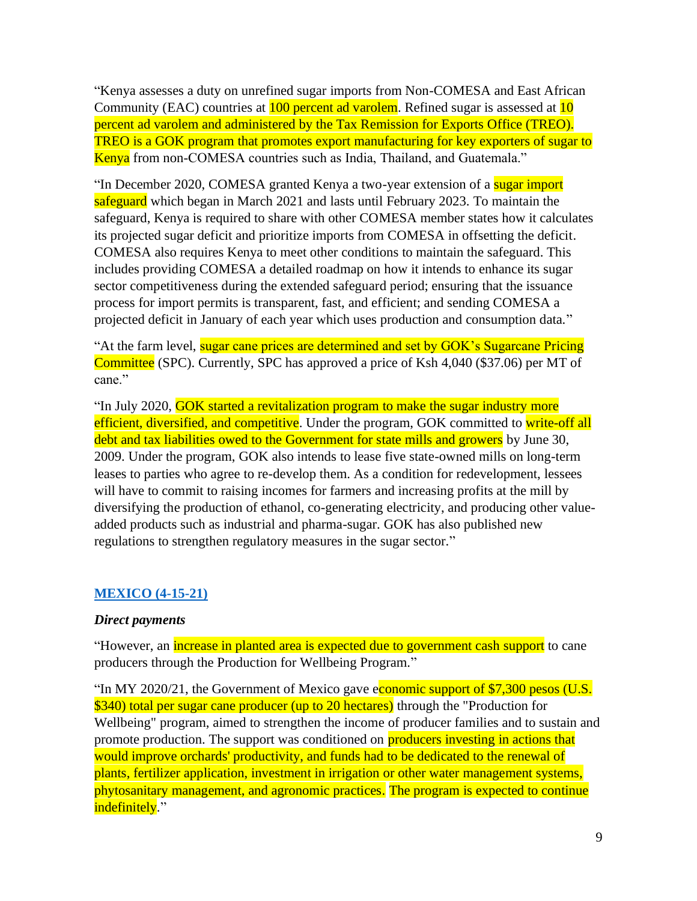"Kenya assesses a duty on unrefined sugar imports from Non-COMESA and East African Community (EAC) countries at 100 percent ad varolem. Refined sugar is assessed at 10 percent ad varolem and administered by the Tax Remission for Exports Office (TREO). TREO is a GOK program that promotes export manufacturing for key exporters of sugar to Kenya from non-COMESA countries such as India, Thailand, and Guatemala."

"In December 2020, COMESA granted Kenya a two-year extension of a sugar import safeguard which began in March 2021 and lasts until February 2023. To maintain the safeguard, Kenya is required to share with other COMESA member states how it calculates its projected sugar deficit and prioritize imports from COMESA in offsetting the deficit. COMESA also requires Kenya to meet other conditions to maintain the safeguard. This includes providing COMESA a detailed roadmap on how it intends to enhance its sugar sector competitiveness during the extended safeguard period; ensuring that the issuance process for import permits is transparent, fast, and efficient; and sending COMESA a projected deficit in January of each year which uses production and consumption data."

"At the farm level, sugar cane prices are determined and set by GOK's Sugarcane Pricing Committee (SPC). Currently, SPC has approved a price of Ksh 4,040 ($37.06) per MT of cane."

"In July 2020, GOK started a revitalization program to make the sugar industry more efficient, diversified, and competitive. Under the program, GOK committed to write-off all debt and tax liabilities owed to the Government for state mills and growers by June 30, 2009. Under the program, GOK also intends to lease five state-owned mills on long-term leases to parties who agree to re-develop them. As a condition for redevelopment, lessees will have to commit to raising incomes for farmers and increasing profits at the mill by diversifying the production of ethanol, co-generating electricity, and producing other value-added products such as industrial and pharma-sugar. GOK has also published new regulations to strengthen regulatory measures in the sugar sector."

## MEXICO (4-15-21)

### *Direct payments*

"However, an increase in planted area is expected due to government cash support to cane producers through the Production for Wellbeing Program."

"In MY 2020/21, the Government of Mexico gave economic support of $7,300 pesos (U.S. $340) total per sugar cane producer (up to 20 hectares) through the "Production for Wellbeing" program, aimed to strengthen the income of producer families and to sustain and promote production. The support was conditioned on producers investing in actions that would improve orchards' productivity, and funds had to be dedicated to the renewal of plants, fertilizer application, investment in irrigation or other water management systems, phytosanitary management, and agronomic practices. The program is expected to continue indefinitely."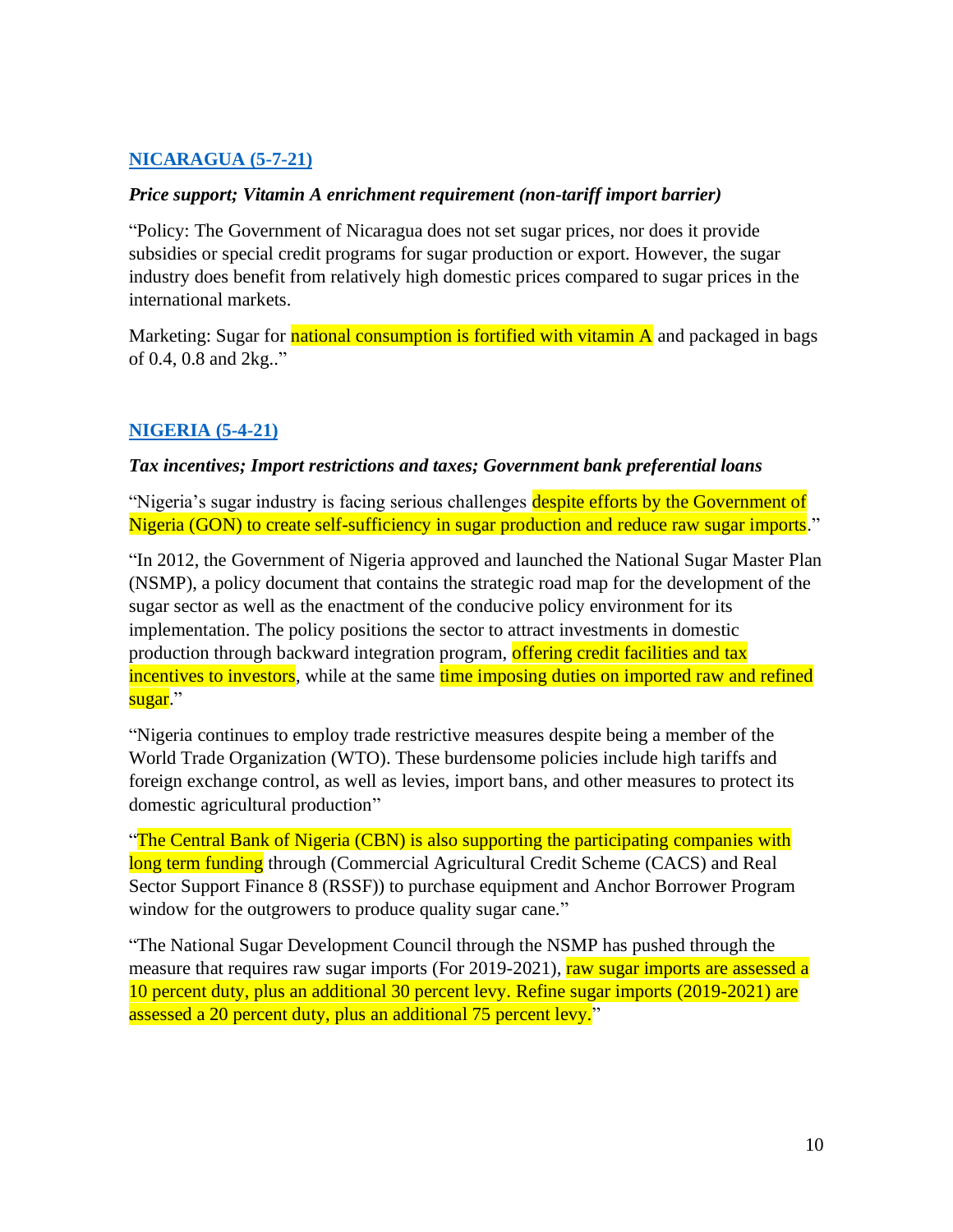## [NICARAGUA (5-7-21)]

***Price support; Vitamin A enrichment requirement (non-tariff import barrier)***

"Policy: The Government of Nicaragua does not set sugar prices, nor does it provide subsidies or special credit programs for sugar production or export. However, the sugar industry does benefit from relatively high domestic prices compared to sugar prices in the international markets.

Marketing: Sugar for national consumption is fortified with vitamin A and packaged in bags of 0.4, 0.8 and 2kg.."

## [NIGERIA (5-4-21)]

***Tax incentives; Import restrictions and taxes; Government bank preferential loans***

"Nigeria's sugar industry is facing serious challenges despite efforts by the Government of Nigeria (GON) to create self-sufficiency in sugar production and reduce raw sugar imports."

"In 2012, the Government of Nigeria approved and launched the National Sugar Master Plan (NSMP), a policy document that contains the strategic road map for the development of the sugar sector as well as the enactment of the conducive policy environment for its implementation. The policy positions the sector to attract investments in domestic production through backward integration program, offering credit facilities and tax incentives to investors, while at the same time imposing duties on imported raw and refined sugar."

"Nigeria continues to employ trade restrictive measures despite being a member of the World Trade Organization (WTO). These burdensome policies include high tariffs and foreign exchange control, as well as levies, import bans, and other measures to protect its domestic agricultural production"

"The Central Bank of Nigeria (CBN) is also supporting the participating companies with long term funding through (Commercial Agricultural Credit Scheme (CACS) and Real Sector Support Finance 8 (RSSF)) to purchase equipment and Anchor Borrower Program window for the outgrowers to produce quality sugar cane."

"The National Sugar Development Council through the NSMP has pushed through the measure that requires raw sugar imports (For 2019-2021), raw sugar imports are assessed a 10 percent duty, plus an additional 30 percent levy. Refine sugar imports (2019-2021) are assessed a 20 percent duty, plus an additional 75 percent levy."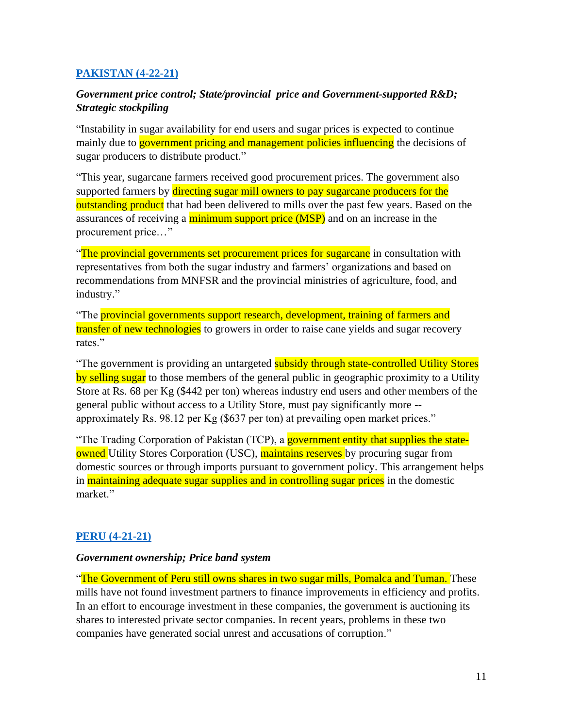## PAKISTAN (4-22-21)

***Government price control; State/provincial price and Government-supported R&D; Strategic stockpiling***

"Instability in sugar availability for end users and sugar prices is expected to continue mainly due to government pricing and management policies influencing the decisions of sugar producers to distribute product."

"This year, sugarcane farmers received good procurement prices. The government also supported farmers by directing sugar mill owners to pay sugarcane producers for the outstanding product that had been delivered to mills over the past few years. Based on the assurances of receiving a minimum support price (MSP) and on an increase in the procurement price…"

"The provincial governments set procurement prices for sugarcane in consultation with representatives from both the sugar industry and farmers' organizations and based on recommendations from MNFSR and the provincial ministries of agriculture, food, and industry."

"The provincial governments support research, development, training of farmers and transfer of new technologies to growers in order to raise cane yields and sugar recovery rates."

"The government is providing an untargeted subsidy through state-controlled Utility Stores by selling sugar to those members of the general public in geographic proximity to a Utility Store at Rs. 68 per Kg ($442 per ton) whereas industry end users and other members of the general public without access to a Utility Store, must pay significantly more -- approximately Rs. 98.12 per Kg ($637 per ton) at prevailing open market prices."

"The Trading Corporation of Pakistan (TCP), a government entity that supplies the state-owned Utility Stores Corporation (USC), maintains reserves by procuring sugar from domestic sources or through imports pursuant to government policy. This arrangement helps in maintaining adequate sugar supplies and in controlling sugar prices in the domestic market."

## PERU (4-21-21)

***Government ownership; Price band system***

"The Government of Peru still owns shares in two sugar mills, Pomalca and Tuman. These mills have not found investment partners to finance improvements in efficiency and profits. In an effort to encourage investment in these companies, the government is auctioning its shares to interested private sector companies. In recent years, problems in these two companies have generated social unrest and accusations of corruption."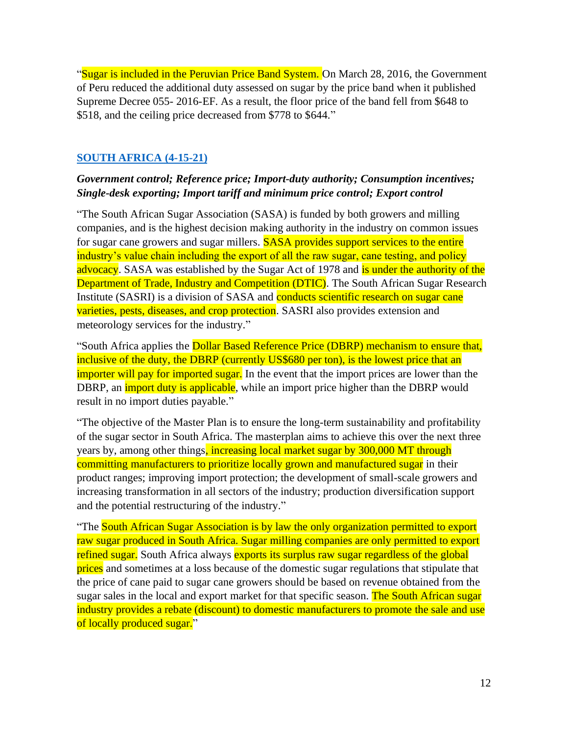"Sugar is included in the Peruvian Price Band System. On March 28, 2016, the Government of Peru reduced the additional duty assessed on sugar by the price band when it published Supreme Decree 055- 2016-EF. As a result, the floor price of the band fell from $648 to $518, and the ceiling price decreased from $778 to $644."

## SOUTH AFRICA (4-15-21)

***Government control; Reference price; Import-duty authority; Consumption incentives; Single-desk exporting; Import tariff and minimum price control; Export control***

"The South African Sugar Association (SASA) is funded by both growers and milling companies, and is the highest decision making authority in the industry on common issues for sugar cane growers and sugar millers. SASA provides support services to the entire industry's value chain including the export of all the raw sugar, cane testing, and policy advocacy. SASA was established by the Sugar Act of 1978 and is under the authority of the Department of Trade, Industry and Competition (DTIC). The South African Sugar Research Institute (SASRI) is a division of SASA and conducts scientific research on sugar cane varieties, pests, diseases, and crop protection. SASRI also provides extension and meteorology services for the industry."

"South Africa applies the Dollar Based Reference Price (DBRP) mechanism to ensure that, inclusive of the duty, the DBRP (currently US$680 per ton), is the lowest price that an importer will pay for imported sugar. In the event that the import prices are lower than the DBRP, an import duty is applicable, while an import price higher than the DBRP would result in no import duties payable."

"The objective of the Master Plan is to ensure the long-term sustainability and profitability of the sugar sector in South Africa. The masterplan aims to achieve this over the next three years by, among other things, increasing local market sugar by 300,000 MT through committing manufacturers to prioritize locally grown and manufactured sugar in their product ranges; improving import protection; the development of small-scale growers and increasing transformation in all sectors of the industry; production diversification support and the potential restructuring of the industry."

"The South African Sugar Association is by law the only organization permitted to export raw sugar produced in South Africa. Sugar milling companies are only permitted to export refined sugar. South Africa always exports its surplus raw sugar regardless of the global prices and sometimes at a loss because of the domestic sugar regulations that stipulate that the price of cane paid to sugar cane growers should be based on revenue obtained from the sugar sales in the local and export market for that specific season. The South African sugar industry provides a rebate (discount) to domestic manufacturers to promote the sale and use of locally produced sugar."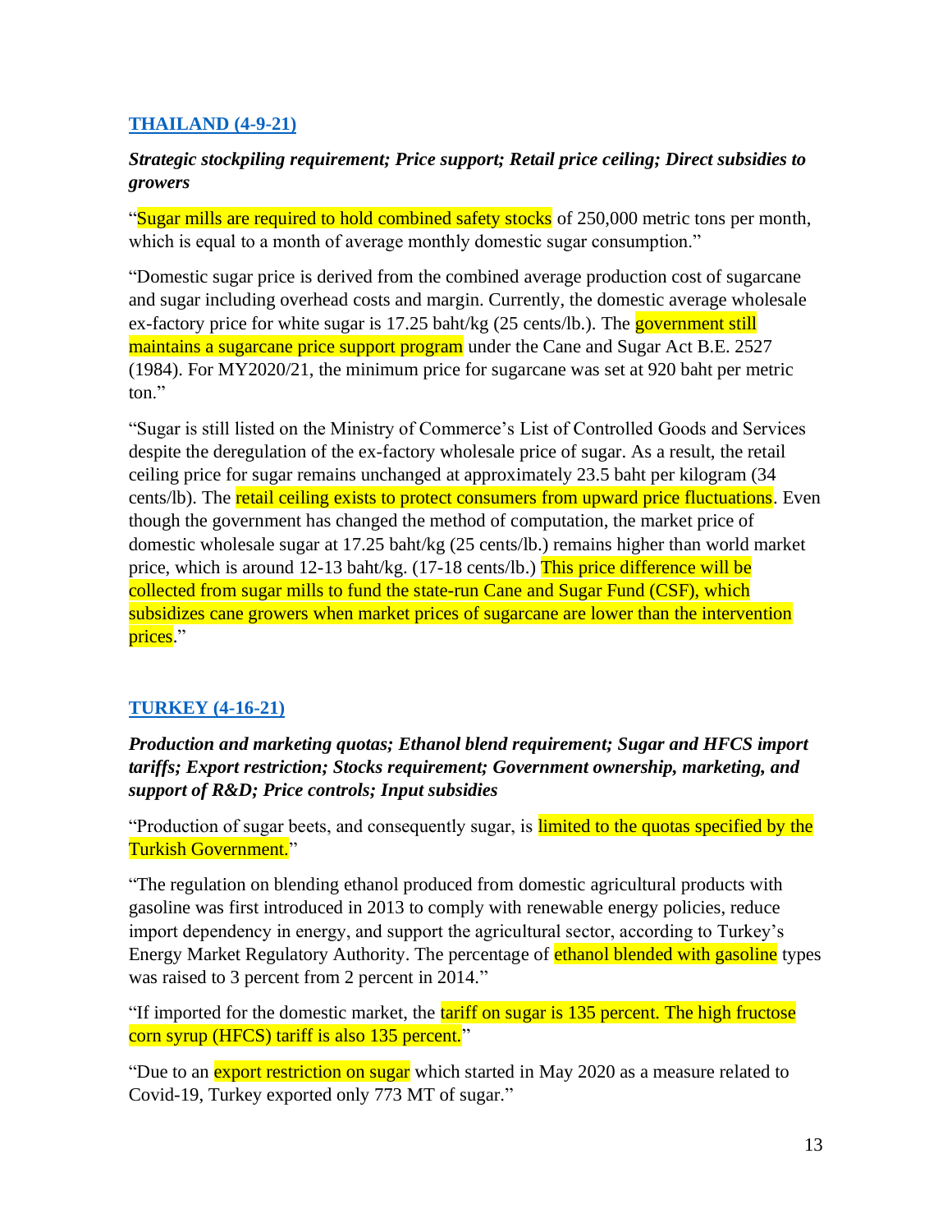## [THAILAND (4-9-21)]

***Strategic stockpiling requirement; Price support; Retail price ceiling; Direct subsidies to growers***

"Sugar mills are required to hold combined safety stocks of 250,000 metric tons per month, which is equal to a month of average monthly domestic sugar consumption."

"Domestic sugar price is derived from the combined average production cost of sugarcane and sugar including overhead costs and margin. Currently, the domestic average wholesale ex-factory price for white sugar is 17.25 baht/kg (25 cents/lb.). The government still maintains a sugarcane price support program under the Cane and Sugar Act B.E. 2527 (1984). For MY2020/21, the minimum price for sugarcane was set at 920 baht per metric ton."

"Sugar is still listed on the Ministry of Commerce's List of Controlled Goods and Services despite the deregulation of the ex-factory wholesale price of sugar. As a result, the retail ceiling price for sugar remains unchanged at approximately 23.5 baht per kilogram (34 cents/lb). The retail ceiling exists to protect consumers from upward price fluctuations. Even though the government has changed the method of computation, the market price of domestic wholesale sugar at 17.25 baht/kg (25 cents/lb.) remains higher than world market price, which is around 12-13 baht/kg. (17-18 cents/lb.) This price difference will be collected from sugar mills to fund the state-run Cane and Sugar Fund (CSF), which subsidizes cane growers when market prices of sugarcane are lower than the intervention prices."

## [TURKEY (4-16-21)]

***Production and marketing quotas; Ethanol blend requirement; Sugar and HFCS import tariffs; Export restriction; Stocks requirement; Government ownership, marketing, and support of R&D; Price controls; Input subsidies***

"Production of sugar beets, and consequently sugar, is limited to the quotas specified by the Turkish Government."

"The regulation on blending ethanol produced from domestic agricultural products with gasoline was first introduced in 2013 to comply with renewable energy policies, reduce import dependency in energy, and support the agricultural sector, according to Turkey's Energy Market Regulatory Authority. The percentage of ethanol blended with gasoline types was raised to 3 percent from 2 percent in 2014."

"If imported for the domestic market, the tariff on sugar is 135 percent. The high fructose corn syrup (HFCS) tariff is also 135 percent."

"Due to an export restriction on sugar which started in May 2020 as a measure related to Covid-19, Turkey exported only 773 MT of sugar."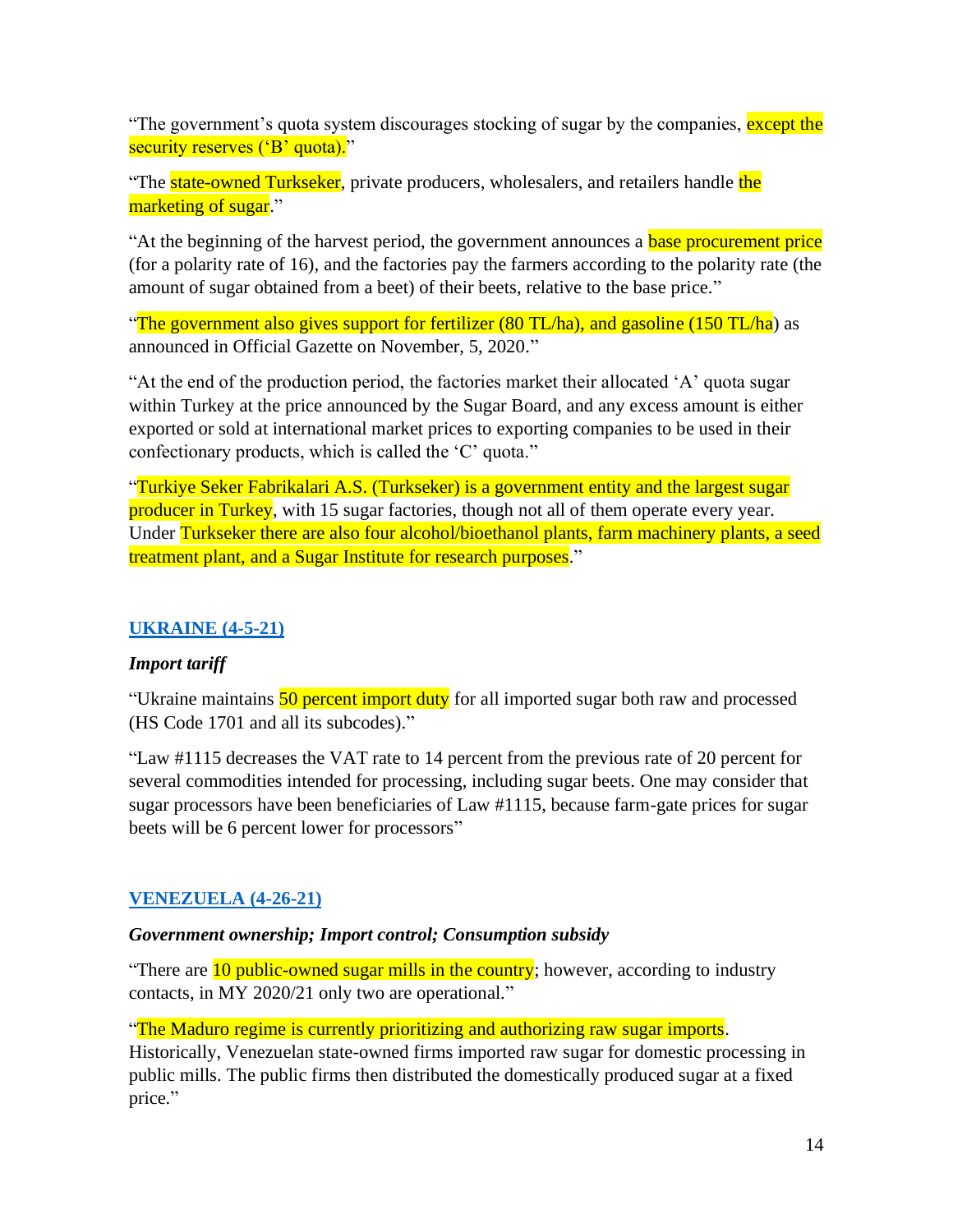"The government's quota system discourages stocking of sugar by the companies, except the security reserves ('B' quota)."

"The state-owned Turkseker, private producers, wholesalers, and retailers handle the marketing of sugar."

"At the beginning of the harvest period, the government announces a base procurement price (for a polarity rate of 16), and the factories pay the farmers according to the polarity rate (the amount of sugar obtained from a beet) of their beets, relative to the base price."

"The government also gives support for fertilizer (80 TL/ha), and gasoline (150 TL/ha) as announced in Official Gazette on November, 5, 2020."

"At the end of the production period, the factories market their allocated 'A' quota sugar within Turkey at the price announced by the Sugar Board, and any excess amount is either exported or sold at international market prices to exporting companies to be used in their confectionary products, which is called the 'C' quota."

"Turkiye Seker Fabrikalari A.S. (Turkseker) is a government entity and the largest sugar producer in Turkey, with 15 sugar factories, though not all of them operate every year. Under Turkseker there are also four alcohol/bioethanol plants, farm machinery plants, a seed treatment plant, and a Sugar Institute for research purposes."

## UKRAINE (4-5-21)

***Import tariff***

"Ukraine maintains 50 percent import duty for all imported sugar both raw and processed (HS Code 1701 and all its subcodes)."

"Law #1115 decreases the VAT rate to 14 percent from the previous rate of 20 percent for several commodities intended for processing, including sugar beets. One may consider that sugar processors have been beneficiaries of Law #1115, because farm-gate prices for sugar beets will be 6 percent lower for processors"

## VENEZUELA (4-26-21)

***Government ownership; Import control; Consumption subsidy***

"There are 10 public-owned sugar mills in the country; however, according to industry contacts, in MY 2020/21 only two are operational."

"The Maduro regime is currently prioritizing and authorizing raw sugar imports. Historically, Venezuelan state-owned firms imported raw sugar for domestic processing in public mills. The public firms then distributed the domestically produced sugar at a fixed price."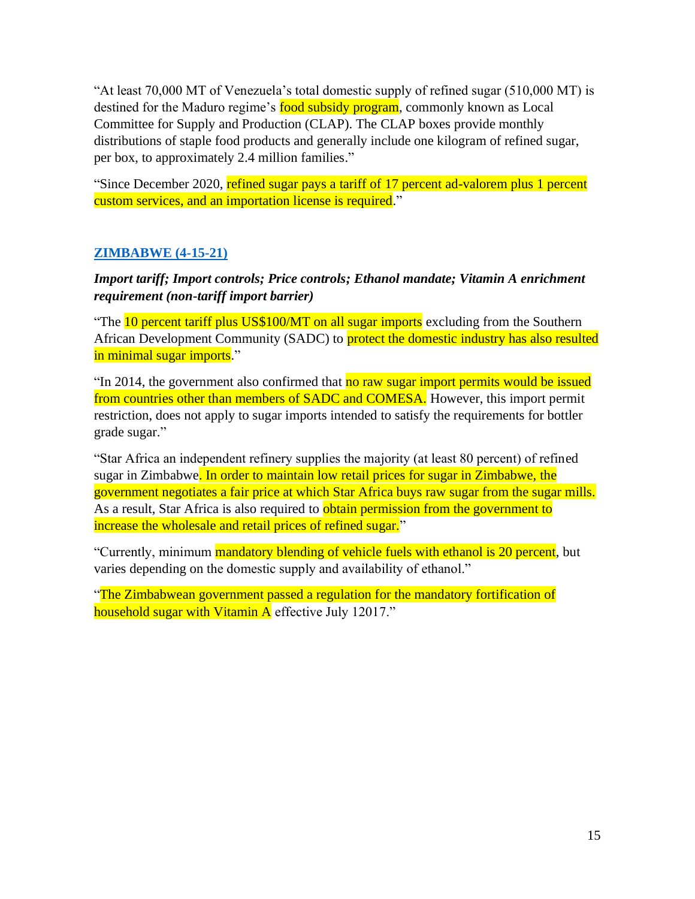"At least 70,000 MT of Venezuela's total domestic supply of refined sugar (510,000 MT) is destined for the Maduro regime's food subsidy program, commonly known as Local Committee for Supply and Production (CLAP). The CLAP boxes provide monthly distributions of staple food products and generally include one kilogram of refined sugar, per box, to approximately 2.4 million families."

"Since December 2020, refined sugar pays a tariff of 17 percent ad-valorem plus 1 percent custom services, and an importation license is required."

## ZIMBABWE (4-15-21)

***Import tariff; Import controls; Price controls; Ethanol mandate; Vitamin A enrichment requirement (non-tariff import barrier)***

"The 10 percent tariff plus US$100/MT on all sugar imports excluding from the Southern African Development Community (SADC) to protect the domestic industry has also resulted in minimal sugar imports."

"In 2014, the government also confirmed that no raw sugar import permits would be issued from countries other than members of SADC and COMESA. However, this import permit restriction, does not apply to sugar imports intended to satisfy the requirements for bottler grade sugar."

"Star Africa an independent refinery supplies the majority (at least 80 percent) of refined sugar in Zimbabwe. In order to maintain low retail prices for sugar in Zimbabwe, the government negotiates a fair price at which Star Africa buys raw sugar from the sugar mills. As a result, Star Africa is also required to obtain permission from the government to increase the wholesale and retail prices of refined sugar."

"Currently, minimum mandatory blending of vehicle fuels with ethanol is 20 percent, but varies depending on the domestic supply and availability of ethanol."

"The Zimbabwean government passed a regulation for the mandatory fortification of household sugar with Vitamin A effective July 12017."